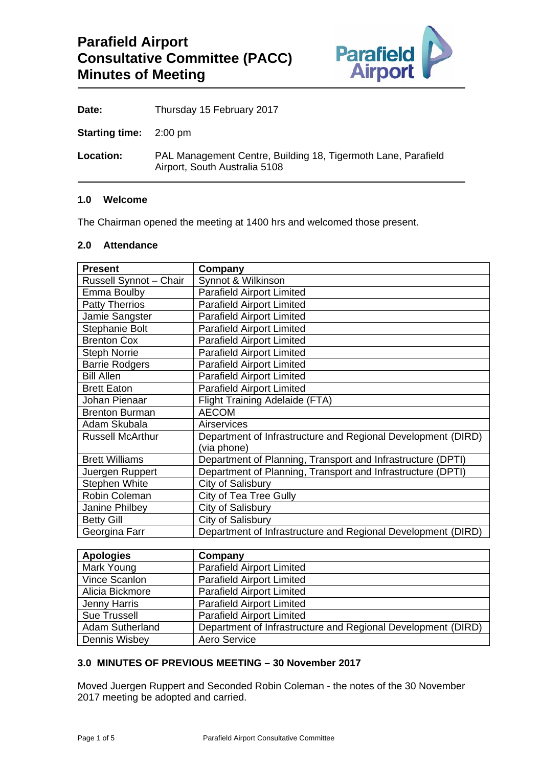# Parafield Airport Consultative Committee (PACC) Minutes of Meeting

**Date:** Thursday 15 February 2017

**Starting time:** 2:00 pm

**Location:** PAL Management Centre, Building 18, Tigermoth Lane, Parafield Airport, South Australia 5108

## 1.0 Welcome

The Chairman opened the meeting at 1400 hrs and welcomed those present.

## 2.0 Attendance

| Present | Company |
|---|---|
| Russell Synnot – Chair | Synnot & Wilkinson |
| Emma Boulby | Parafield Airport Limited |
| Patty Therrios | Parafield Airport Limited |
| Jamie Sangster | Parafield Airport Limited |
| Stephanie Bolt | Parafield Airport Limited |
| Brenton Cox | Parafield Airport Limited |
| Steph Norrie | Parafield Airport Limited |
| Barrie Rodgers | Parafield Airport Limited |
| Bill Allen | Parafield Airport Limited |
| Brett Eaton | Parafield Airport Limited |
| Johan Pienaar | Flight Training Adelaide (FTA) |
| Brenton Burman | AECOM |
| Adam Skubala | Airservices |
| Russell McArthur | Department of Infrastructure and Regional Development (DIRD) (via phone) |
| Brett Williams | Department of Planning, Transport and Infrastructure (DPTI) |
| Juergen Ruppert | Department of Planning, Transport and Infrastructure (DPTI) |
| Stephen White | City of Salisbury |
| Robin Coleman | City of Tea Tree Gully |
| Janine Philbey | City of Salisbury |
| Betty Gill | City of Salisbury |
| Georgina Farr | Department of Infrastructure and Regional Development (DIRD) |

| Apologies | Company |
|---|---|
| Mark Young | Parafield Airport Limited |
| Vince Scanlon | Parafield Airport Limited |
| Alicia Bickmore | Parafield Airport Limited |
| Jenny Harris | Parafield Airport Limited |
| Sue Trussell | Parafield Airport Limited |
| Adam Sutherland | Department of Infrastructure and Regional Development (DIRD) |
| Dennis Wisbey | Aero Service |

## 3.0 MINUTES OF PREVIOUS MEETING – 30 November 2017

Moved Juergen Ruppert and Seconded Robin Coleman - the notes of the 30 November 2017 meeting be adopted and carried.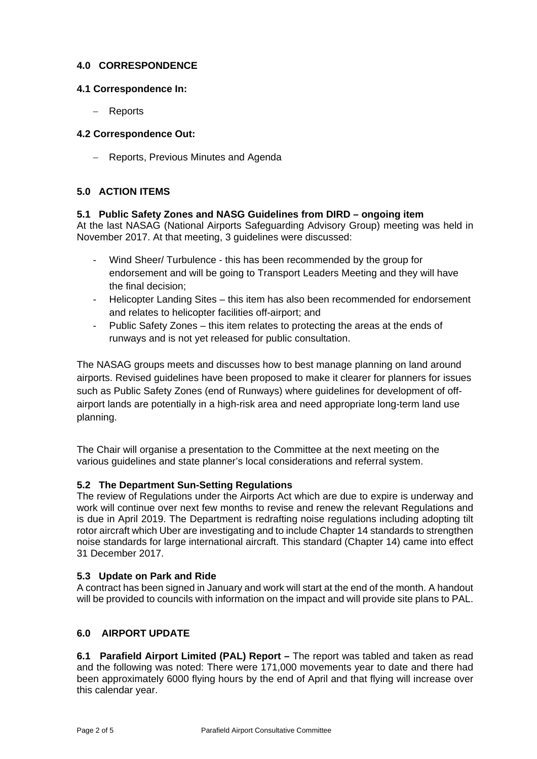## 4.0 CORRESPONDENCE

### 4.1 Correspondence In:

- Reports

### 4.2 Correspondence Out:

- Reports, Previous Minutes and Agenda

## 5.0 ACTION ITEMS

### 5.1 Public Safety Zones and NASG Guidelines from DIRD – ongoing item

At the last NASAG (National Airports Safeguarding Advisory Group) meeting was held in November 2017. At that meeting, 3 guidelines were discussed:

- Wind Sheer/ Turbulence - this has been recommended by the group for endorsement and will be going to Transport Leaders Meeting and they will have the final decision;
- Helicopter Landing Sites – this item has also been recommended for endorsement and relates to helicopter facilities off-airport; and
- Public Safety Zones – this item relates to protecting the areas at the ends of runways and is not yet released for public consultation.

The NASAG groups meets and discusses how to best manage planning on land around airports. Revised guidelines have been proposed to make it clearer for planners for issues such as Public Safety Zones (end of Runways) where guidelines for development of off-airport lands are potentially in a high-risk area and need appropriate long-term land use planning.

The Chair will organise a presentation to the Committee at the next meeting on the various guidelines and state planner's local considerations and referral system.

### 5.2 The Department Sun-Setting Regulations

The review of Regulations under the Airports Act which are due to expire is underway and work will continue over next few months to revise and renew the relevant Regulations and is due in April 2019. The Department is redrafting noise regulations including adopting tilt rotor aircraft which Uber are investigating and to include Chapter 14 standards to strengthen noise standards for large international aircraft. This standard (Chapter 14) came into effect 31 December 2017.

### 5.3 Update on Park and Ride

A contract has been signed in January and work will start at the end of the month. A handout will be provided to councils with information on the impact and will provide site plans to PAL.

## 6.0 AIRPORT UPDATE

**6.1 Parafield Airport Limited (PAL) Report –** The report was tabled and taken as read and the following was noted: There were 171,000 movements year to date and there had been approximately 6000 flying hours by the end of April and that flying will increase over this calendar year.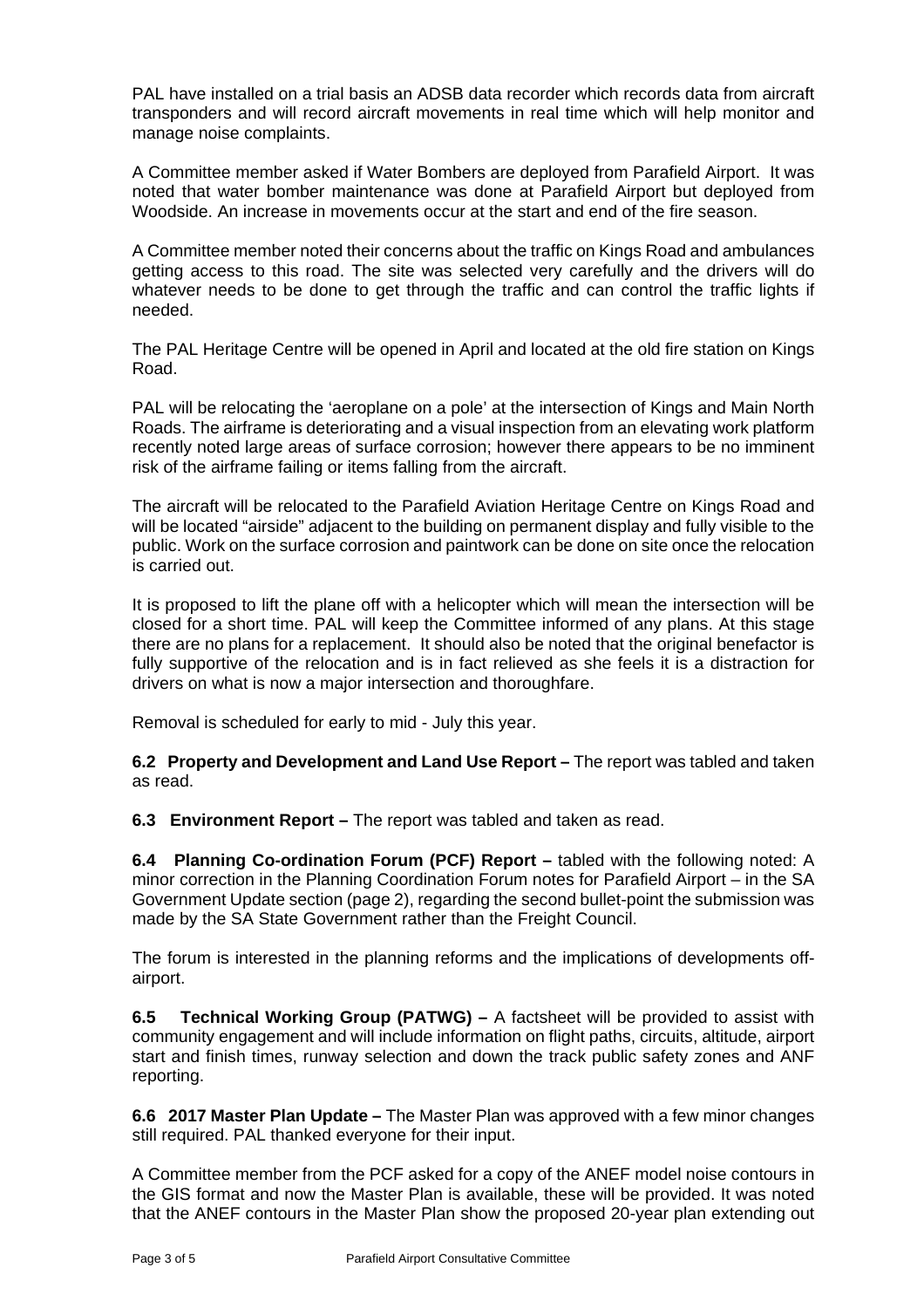PAL have installed on a trial basis an ADSB data recorder which records data from aircraft transponders and will record aircraft movements in real time which will help monitor and manage noise complaints.

A Committee member asked if Water Bombers are deployed from Parafield Airport. It was noted that water bomber maintenance was done at Parafield Airport but deployed from Woodside. An increase in movements occur at the start and end of the fire season.

A Committee member noted their concerns about the traffic on Kings Road and ambulances getting access to this road. The site was selected very carefully and the drivers will do whatever needs to be done to get through the traffic and can control the traffic lights if needed.

The PAL Heritage Centre will be opened in April and located at the old fire station on Kings Road.

PAL will be relocating the 'aeroplane on a pole' at the intersection of Kings and Main North Roads. The airframe is deteriorating and a visual inspection from an elevating work platform recently noted large areas of surface corrosion; however there appears to be no imminent risk of the airframe failing or items falling from the aircraft.

The aircraft will be relocated to the Parafield Aviation Heritage Centre on Kings Road and will be located "airside" adjacent to the building on permanent display and fully visible to the public. Work on the surface corrosion and paintwork can be done on site once the relocation is carried out.

It is proposed to lift the plane off with a helicopter which will mean the intersection will be closed for a short time. PAL will keep the Committee informed of any plans. At this stage there are no plans for a replacement. It should also be noted that the original benefactor is fully supportive of the relocation and is in fact relieved as she feels it is a distraction for drivers on what is now a major intersection and thoroughfare.

Removal is scheduled for early to mid - July this year.

**6.2 Property and Development and Land Use Report –** The report was tabled and taken as read.

**6.3 Environment Report –** The report was tabled and taken as read.

**6.4 Planning Co-ordination Forum (PCF) Report –** tabled with the following noted: A minor correction in the Planning Coordination Forum notes for Parafield Airport – in the SA Government Update section (page 2), regarding the second bullet-point the submission was made by the SA State Government rather than the Freight Council.

The forum is interested in the planning reforms and the implications of developments off-airport.

**6.5 Technical Working Group (PATWG) –** A factsheet will be provided to assist with community engagement and will include information on flight paths, circuits, altitude, airport start and finish times, runway selection and down the track public safety zones and ANF reporting.

**6.6 2017 Master Plan Update –** The Master Plan was approved with a few minor changes still required. PAL thanked everyone for their input.

A Committee member from the PCF asked for a copy of the ANEF model noise contours in the GIS format and now the Master Plan is available, these will be provided. It was noted that the ANEF contours in the Master Plan show the proposed 20-year plan extending out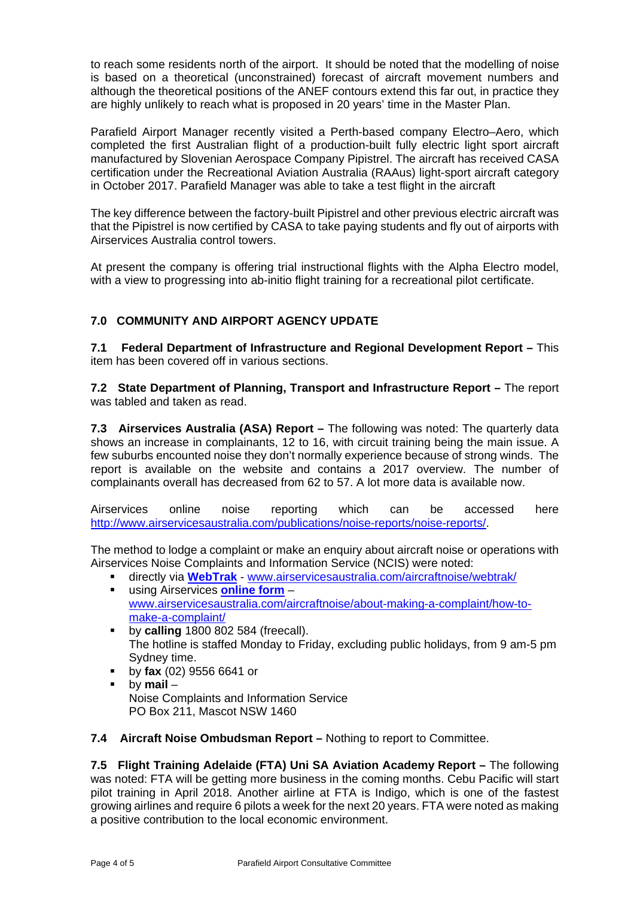to reach some residents north of the airport. It should be noted that the modelling of noise is based on a theoretical (unconstrained) forecast of aircraft movement numbers and although the theoretical positions of the ANEF contours extend this far out, in practice they are highly unlikely to reach what is proposed in 20 years' time in the Master Plan.

Parafield Airport Manager recently visited a Perth-based company Electro–Aero, which completed the first Australian flight of a production-built fully electric light sport aircraft manufactured by Slovenian Aerospace Company Pipistrel. The aircraft has received CASA certification under the Recreational Aviation Australia (RAAus) light-sport aircraft category in October 2017. Parafield Manager was able to take a test flight in the aircraft

The key difference between the factory-built Pipistrel and other previous electric aircraft was that the Pipistrel is now certified by CASA to take paying students and fly out of airports with Airservices Australia control towers.

At present the company is offering trial instructional flights with the Alpha Electro model, with a view to progressing into ab-initio flight training for a recreational pilot certificate.

## 7.0 COMMUNITY AND AIRPORT AGENCY UPDATE

**7.1 Federal Department of Infrastructure and Regional Development Report –** This item has been covered off in various sections.

**7.2 State Department of Planning, Transport and Infrastructure Report –** The report was tabled and taken as read.

**7.3 Airservices Australia (ASA) Report –** The following was noted: The quarterly data shows an increase in complainants, 12 to 16, with circuit training being the main issue. A few suburbs encounted noise they don't normally experience because of strong winds. The report is available on the website and contains a 2017 overview. The number of complainants overall has decreased from 62 to 57. A lot more data is available now.

Airservices online noise reporting which can be accessed here [http://www.airservicesaustralia.com/publications/noise-reports/noise-reports/](http://www.airservicesaustralia.com/publications/noise-reports/noise-reports/).

The method to lodge a complaint or make an enquiry about aircraft noise or operations with Airservices Noise Complaints and Information Service (NCIS) were noted:

- directly via **WebTrak** - [www.airservicesaustralia.com/aircraftnoise/webtrak/](http://www.airservicesaustralia.com/aircraftnoise/webtrak/)
- using Airservices **online form** – [www.airservicesaustralia.com/aircraftnoise/about-making-a-complaint/how-to-make-a-complaint/](http://www.airservicesaustralia.com/aircraftnoise/about-making-a-complaint/how-to-make-a-complaint/)
- by **calling** 1800 802 584 (freecall).
  The hotline is staffed Monday to Friday, excluding public holidays, from 9 am-5 pm Sydney time.
- by **fax** (02) 9556 6641 or
- by **mail** –
  Noise Complaints and Information Service
  PO Box 211, Mascot NSW 1460

**7.4 Aircraft Noise Ombudsman Report –** Nothing to report to Committee.

**7.5 Flight Training Adelaide (FTA) Uni SA Aviation Academy Report –** The following was noted: FTA will be getting more business in the coming months. Cebu Pacific will start pilot training in April 2018. Another airline at FTA is Indigo, which is one of the fastest growing airlines and require 6 pilots a week for the next 20 years. FTA were noted as making a positive contribution to the local economic environment.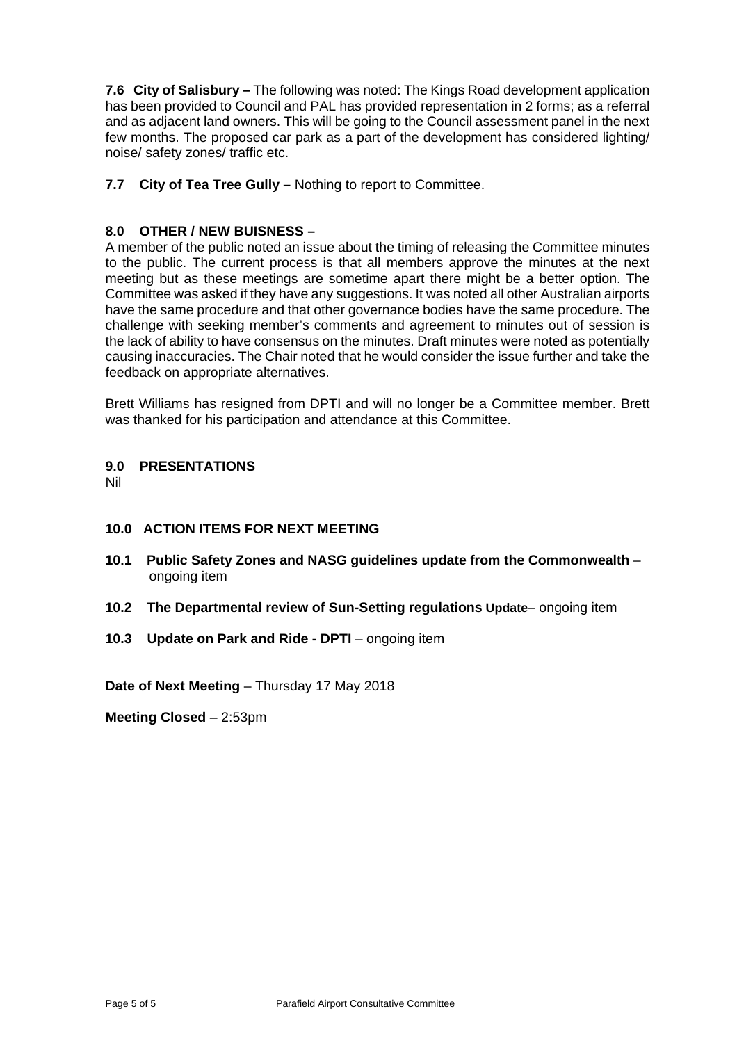**7.6 City of Salisbury –** The following was noted: The Kings Road development application has been provided to Council and PAL has provided representation in 2 forms; as a referral and as adjacent land owners. This will be going to the Council assessment panel in the next few months. The proposed car park as a part of the development has considered lighting/ noise/ safety zones/ traffic etc.

**7.7 City of Tea Tree Gully –** Nothing to report to Committee.

## 8.0 OTHER / NEW BUISNESS –

A member of the public noted an issue about the timing of releasing the Committee minutes to the public. The current process is that all members approve the minutes at the next meeting but as these meetings are sometime apart there might be a better option. The Committee was asked if they have any suggestions. It was noted all other Australian airports have the same procedure and that other governance bodies have the same procedure. The challenge with seeking member's comments and agreement to minutes out of session is the lack of ability to have consensus on the minutes. Draft minutes were noted as potentially causing inaccuracies. The Chair noted that he would consider the issue further and take the feedback on appropriate alternatives.

Brett Williams has resigned from DPTI and will no longer be a Committee member. Brett was thanked for his participation and attendance at this Committee.

## 9.0 PRESENTATIONS

Nil

## 10.0 ACTION ITEMS FOR NEXT MEETING

**10.1 Public Safety Zones and NASG guidelines update from the Commonwealth** – ongoing item

**10.2 The Departmental review of Sun-Setting regulations Update**– ongoing item

**10.3 Update on Park and Ride - DPTI** – ongoing item

**Date of Next Meeting** – Thursday 17 May 2018

**Meeting Closed** – 2:53pm